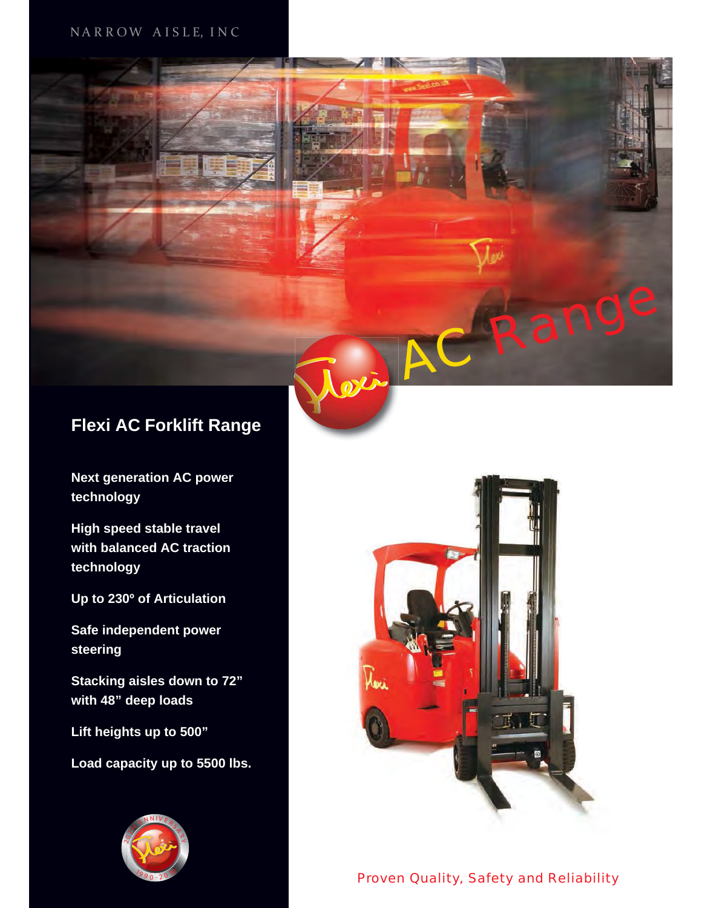NARROW AISLE, INC

AC Range

# Flexi AC Forklift Range

**Next generation AC power technology**

**High speed stable travel with balanced AC traction technology**

**Up to 230º of Articulation**

**Safe independent power steering**

**Stacking aisles down to 72" with 48" deep loads**

**Lift heights up to 500"**

**Load capacity up to 5500 lbs.**

Proven Quality, Safety and Reliability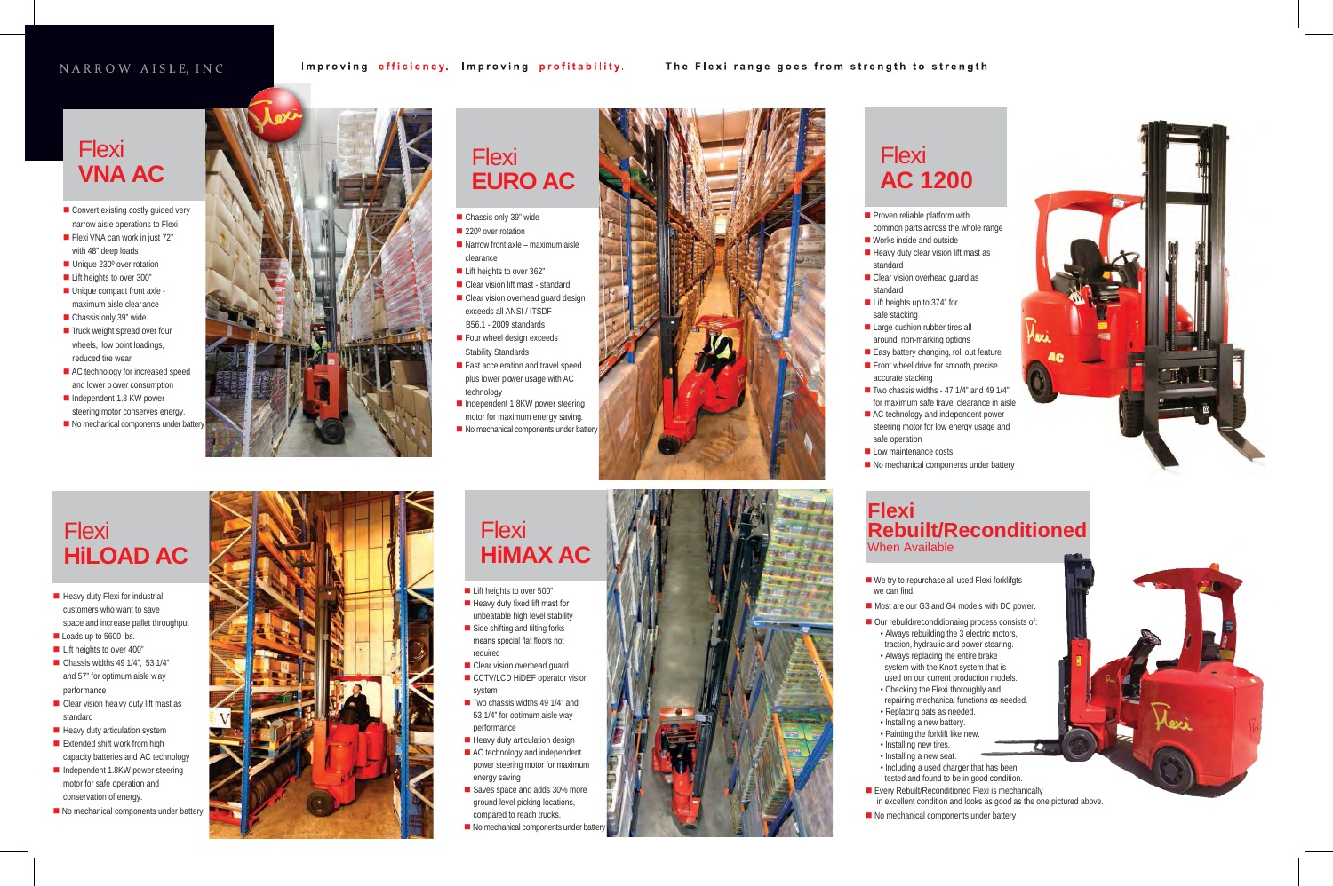NARROW AISLE, INC

Improving **efficiency**. Improving **profitability**. The Flexi range goes from strength to strength

## Flexi **VNA AC**

- Convert existing costly guided very narrow aisle operations to Flexi
- Flexi VNA can work in just 72" with 48" deep loads
- Unique 230º over rotation
- Lift heights to over 300"
- Unique compact front axle - maximum aisle clearance
- Chassis only 39" wide
- Truck weight spread over four wheels, low point loadings, reduced tire wear
- AC technology for increased speed and lower power consumption
- Independent 1.8 KW power steering motor conserves energy.
- No mechanical components under battery

## Flexi **EURO AC**

- Chassis only 39" wide
- 220º over rotation
- Narrow front axle – maximum aisle clearance
- Lift heights to over 362"
- Clear vision lift mast - standard
- Clear vision overhead guard design exceeds all ANSI / ITSDF B56.1 - 2009 standards
- Four wheel design exceeds Stability Standards
- Fast acceleration and travel speed plus lower power usage with AC technology
- Independent 1.8KW power steering motor for maximum energy saving.
- No mechanical components under battery

## Flexi **AC 1200**

- Proven reliable platform with common parts across the whole range
- Works inside and outside
- Heavy duty clear vision lift mast as standard
- Clear vision overhead guard as standard
- Lift heights up to 374" for safe stacking
- Large cushion rubber tires all around, non-marking options
- Easy battery changing, roll out feature
- Front wheel drive for smooth, precise accurate stacking
- Two chassis widths - 47 1/4" and 49 1/4" for maximum safe travel clearance in aisle
- AC technology and independent power steering motor for low energy usage and safe operation
- Low maintenance costs
- No mechanical components under battery

## Flexi **HiLOAD AC**

- Heavy duty Flexi for industrial customers who want to save space and increase pallet throughput
- Loads up to 5600 lbs.
- Lift heights to over 400"
- Chassis widths 49 1/4", 53 1/4" and 57" for optimum aisle way performance
- Clear vision heavy duty lift mast as standard
- Heavy duty articulation system
- Extended shift work from high capacity batteries and AC technology
- Independent 1.8KW power steering motor for safe operation and conservation of energy.
- No mechanical components under battery

## Flexi **HiMAX AC**

- Lift heights to over 500"
- Heavy duty fixed lift mast for unbeatable high level stability
- Side shifting and tilting forks means special flat floors not required
- Clear vision overhead guard
- CCTV/LCD HiDEF operator vision system
- Two chassis widths 49 1/4" and 53 1/4" for optimum aisle way performance
- Heavy duty articulation design
- AC technology and independent power steering motor for maximum energy saving
- Saves space and adds 30% more ground level picking locations, compared to reach trucks.
- No mechanical components under battery

## **Flexi Rebuilt/Reconditioned**
When Available

- We try to repurchase all used Flexi forklifgts we can find.
- Most are our G3 and G4 models with DC power.
- Our rebuild/recondidionaing process consists of:
  - Always rebuilding the 3 electric motors, traction, hydraulic and power stearing.
  - Always replacing the entire brake system with the Knott system that is used on our current production models.
  - Checking the Flexi thoroughly and repairing mechanical functions as needed.
  - Replacing pats as needed.
  - Installing a new battery.
  - Painting the forklift like new.
  - Installing new tires.
  - Installing a new seat.
  - Including a used charger that has been tested and found to be in good condition.
- Every Rebuilt/Reconditioned Flexi is mechanically in excellent condition and looks as good as the one pictured above.
- No mechanical components under battery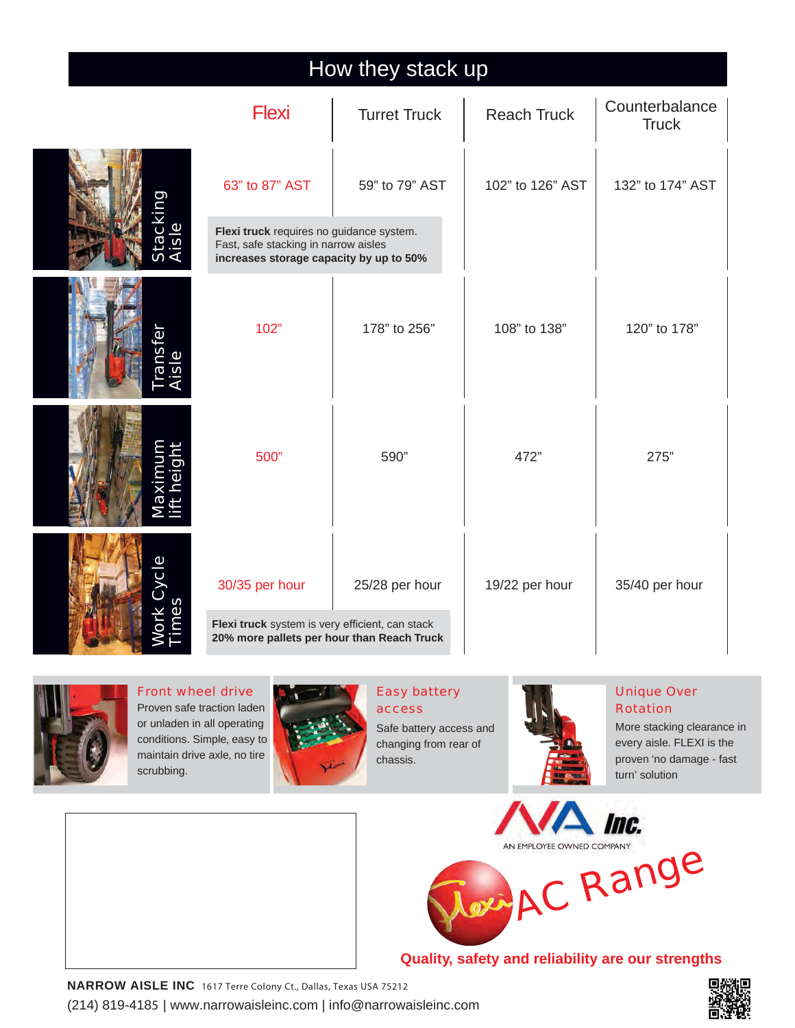## How they stack up

| | Flexi | Turret Truck | Reach Truck | Counterbalance Truck |
|---|---|---|---|---|
| Stacking Aisle | 63" to 87" AST | 59" to 79" AST | 102" to 126" AST | 132" to 174" AST |
| Transfer Aisle | 102" | 178" to 256" | 108" to 138" | 120" to 178" |
| Maximum lift height | 500" | 590" | 472" | 275" |
| Work Cycle Times | 30/35 per hour | 25/28 per hour | 19/22 per hour | 35/40 per hour |

**Flexi truck** requires no guidance system. Fast, safe stacking in narrow aisles **increases storage capacity by up to 50%**

**Flexi truck** system is very efficient, can stack **20% more pallets per hour than Reach Truck**

### Front wheel drive

Proven safe traction laden or unladen in all operating conditions. Simple, easy to maintain drive axle, no tire scrubbing.

### Easy battery access

Safe battery access and changing from rear of chassis.

### Unique Over Rotation

More stacking clearance in every aisle. FLEXI is the proven 'no damage - fast turn' solution

NA Inc.

AN EMPLOYEE OWNED COMPANY

Flexi AC Range

**Quality, safety and reliability are our strengths**

**NARROW AISLE INC** 1617 Terre Colony Ct., Dallas, Texas USA 75212

(214) 819-4185 | www.narrowaisleinc.com | info@narrowaisleinc.com